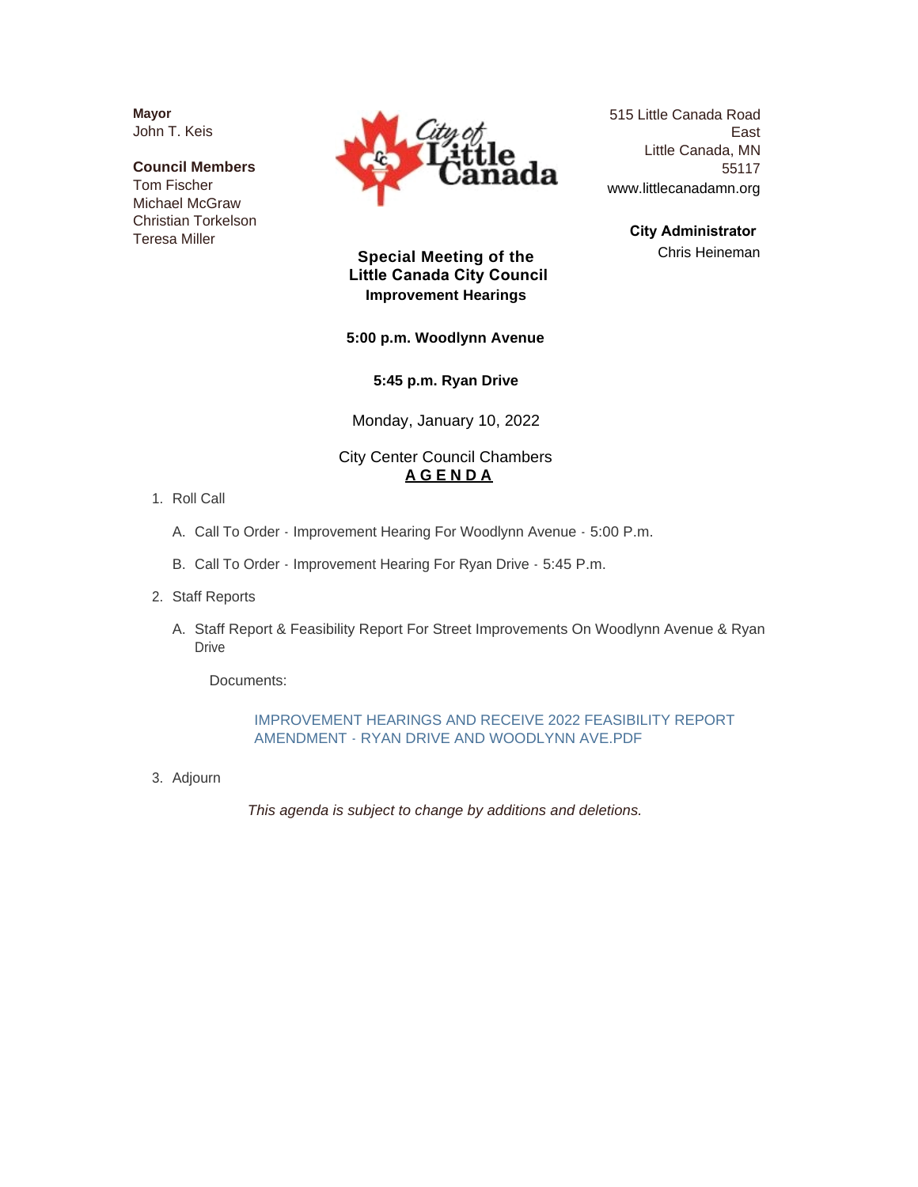**Mayor**
John T. Keis

**Council Members**
Tom Fischer
Michael McGraw
Christian Torkelson
Teresa Miller

City of Little Canada

515 Little Canada Road East
Little Canada, MN 55117
www.littlecanadamn.org

**City Administrator**
Chris Heineman

## Special Meeting of the Little Canada City Council
### Improvement Hearings

**5:00 p.m. Woodlynn Avenue**

**5:45 p.m. Ryan Drive**

Monday, January 10, 2022

City Center Council Chambers

**A G E N D A**

1. Roll Call

   A. Call To Order - Improvement Hearing For Woodlynn Avenue - 5:00 P.m.

   B. Call To Order - Improvement Hearing For Ryan Drive - 5:45 P.m.

2. Staff Reports

   A. Staff Report & Feasibility Report For Street Improvements On Woodlynn Avenue & Ryan Drive

      Documents:

      IMPROVEMENT HEARINGS AND RECEIVE 2022 FEASIBILITY REPORT AMENDMENT - RYAN DRIVE AND WOODLYNN AVE.PDF

3. Adjourn

*This agenda is subject to change by additions and deletions.*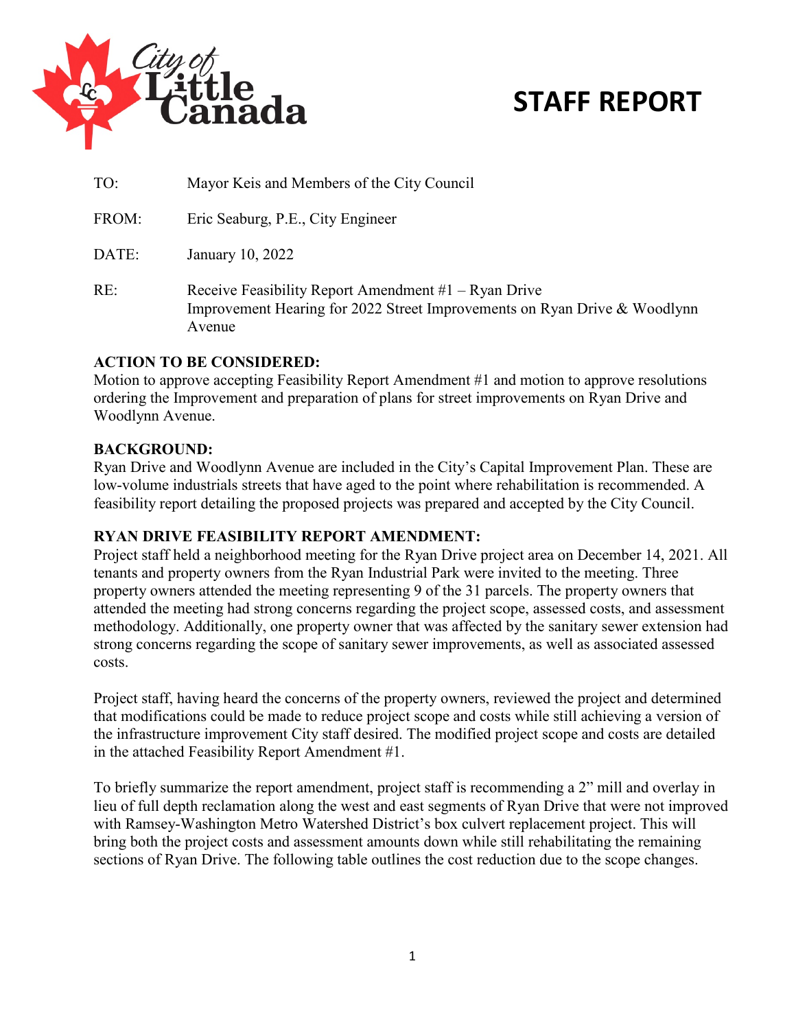City of Little Canada

# STAFF REPORT

TO: Mayor Keis and Members of the City Council

FROM: Eric Seaburg, P.E., City Engineer

DATE: January 10, 2022

RE: Receive Feasibility Report Amendment #1 – Ryan Drive
Improvement Hearing for 2022 Street Improvements on Ryan Drive & Woodlynn Avenue

**ACTION TO BE CONSIDERED:**
Motion to approve accepting Feasibility Report Amendment #1 and motion to approve resolutions ordering the Improvement and preparation of plans for street improvements on Ryan Drive and Woodlynn Avenue.

**BACKGROUND:**
Ryan Drive and Woodlynn Avenue are included in the City's Capital Improvement Plan. These are low-volume industrials streets that have aged to the point where rehabilitation is recommended. A feasibility report detailing the proposed projects was prepared and accepted by the City Council.

**RYAN DRIVE FEASIBILITY REPORT AMENDMENT:**
Project staff held a neighborhood meeting for the Ryan Drive project area on December 14, 2021. All tenants and property owners from the Ryan Industrial Park were invited to the meeting. Three property owners attended the meeting representing 9 of the 31 parcels. The property owners that attended the meeting had strong concerns regarding the project scope, assessed costs, and assessment methodology. Additionally, one property owner that was affected by the sanitary sewer extension had strong concerns regarding the scope of sanitary sewer improvements, as well as associated assessed costs.

Project staff, having heard the concerns of the property owners, reviewed the project and determined that modifications could be made to reduce project scope and costs while still achieving a version of the infrastructure improvement City staff desired. The modified project scope and costs are detailed in the attached Feasibility Report Amendment #1.

To briefly summarize the report amendment, project staff is recommending a 2" mill and overlay in lieu of full depth reclamation along the west and east segments of Ryan Drive that were not improved with Ramsey-Washington Metro Watershed District's box culvert replacement project. This will bring both the project costs and assessment amounts down while still rehabilitating the remaining sections of Ryan Drive. The following table outlines the cost reduction due to the scope changes.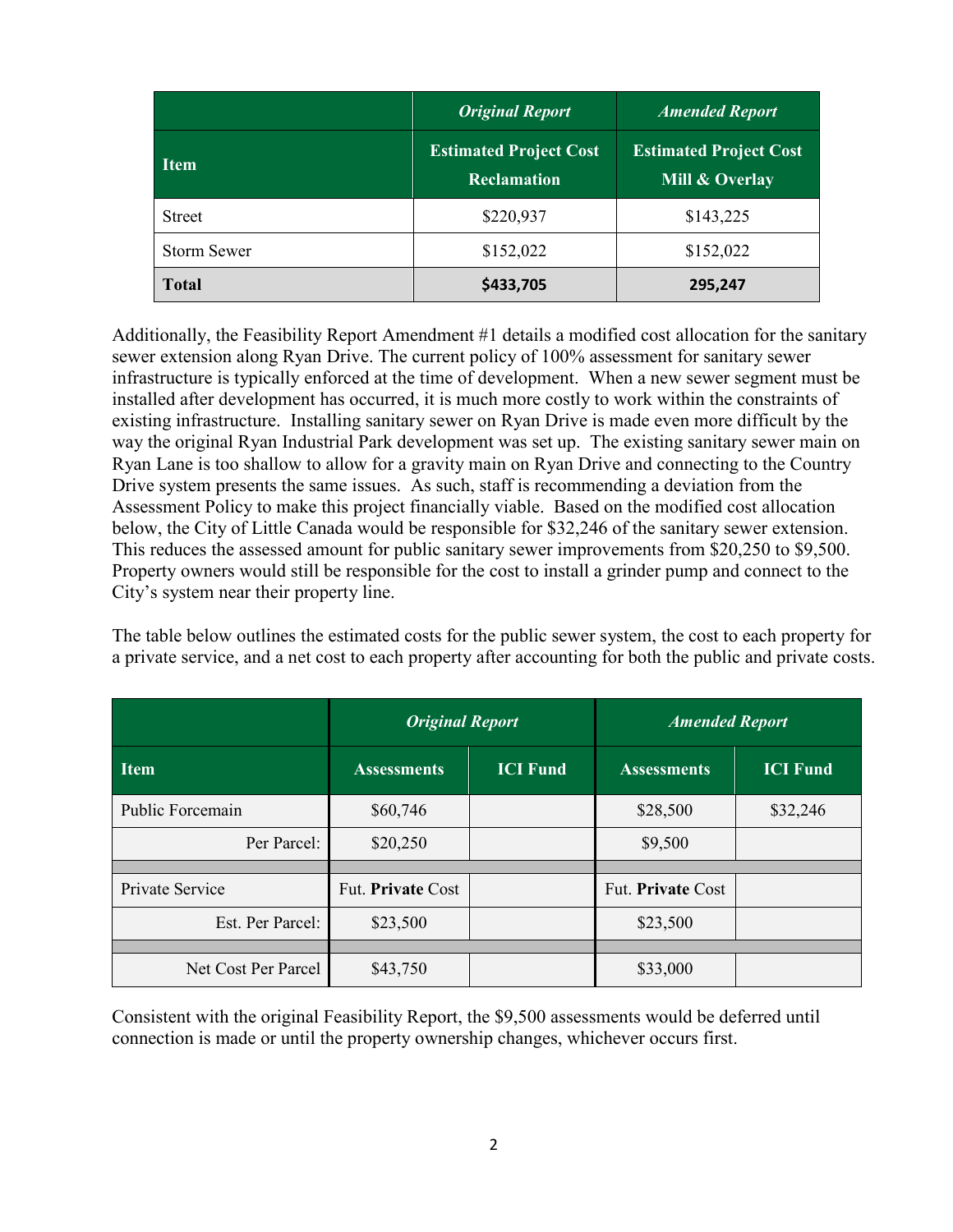| | *Original Report* | *Amended Report* |
|---|---|---|
| **Item** | **Estimated Project Cost Reclamation** | **Estimated Project Cost Mill & Overlay** |
| Street | $220,937 | $143,225 |
| Storm Sewer | $152,022 | $152,022 |
| **Total** | **$433,705** | **295,247** |

Additionally, the Feasibility Report Amendment #1 details a modified cost allocation for the sanitary sewer extension along Ryan Drive. The current policy of 100% assessment for sanitary sewer infrastructure is typically enforced at the time of development. When a new sewer segment must be installed after development has occurred, it is much more costly to work within the constraints of existing infrastructure. Installing sanitary sewer on Ryan Drive is made even more difficult by the way the original Ryan Industrial Park development was set up. The existing sanitary sewer main on Ryan Lane is too shallow to allow for a gravity main on Ryan Drive and connecting to the Country Drive system presents the same issues. As such, staff is recommending a deviation from the Assessment Policy to make this project financially viable. Based on the modified cost allocation below, the City of Little Canada would be responsible for $32,246 of the sanitary sewer extension. This reduces the assessed amount for public sanitary sewer improvements from $20,250 to $9,500. Property owners would still be responsible for the cost to install a grinder pump and connect to the City's system near their property line.

The table below outlines the estimated costs for the public sewer system, the cost to each property for a private service, and a net cost to each property after accounting for both the public and private costs.

| | *Original Report* | | *Amended Report* | |
|---|---|---|---|---|
| **Item** | **Assessments** | **ICI Fund** | **Assessments** | **ICI Fund** |
| Public Forcemain | $60,746 | | $28,500 | $32,246 |
| Per Parcel: | $20,250 | | $9,500 | |
| | | | | |
| Private Service | Fut. **Private** Cost | | Fut. **Private** Cost | |
| Est. Per Parcel: | $23,500 | | $23,500 | |
| | | | | |
| Net Cost Per Parcel | $43,750 | | $33,000 | |

Consistent with the original Feasibility Report, the $9,500 assessments would be deferred until connection is made or until the property ownership changes, whichever occurs first.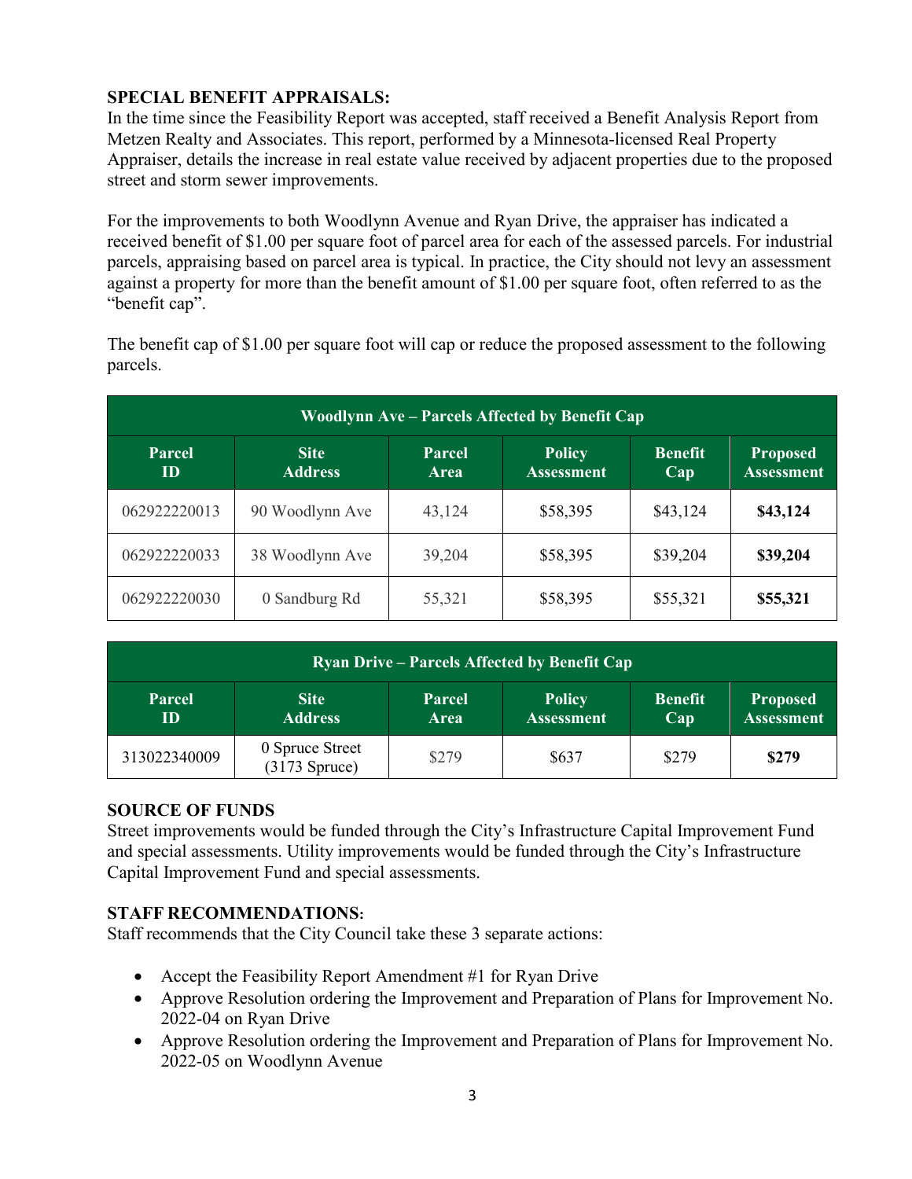## SPECIAL BENEFIT APPRAISALS:

In the time since the Feasibility Report was accepted, staff received a Benefit Analysis Report from Metzen Realty and Associates. This report, performed by a Minnesota-licensed Real Property Appraiser, details the increase in real estate value received by adjacent properties due to the proposed street and storm sewer improvements.

For the improvements to both Woodlynn Avenue and Ryan Drive, the appraiser has indicated a received benefit of $1.00 per square foot of parcel area for each of the assessed parcels. For industrial parcels, appraising based on parcel area is typical. In practice, the City should not levy an assessment against a property for more than the benefit amount of $1.00 per square foot, often referred to as the "benefit cap".

The benefit cap of $1.00 per square foot will cap or reduce the proposed assessment to the following parcels.

| Woodlynn Ave – Parcels Affected by Benefit Cap | | | | | |
|---|---|---|---|---|---|
| **Parcel ID** | **Site Address** | **Parcel Area** | **Policy Assessment** | **Benefit Cap** | **Proposed Assessment** |
| 062922220013 | 90 Woodlynn Ave | 43,124 | $58,395 | $43,124 | **$43,124** |
| 062922220033 | 38 Woodlynn Ave | 39,204 | $58,395 | $39,204 | **$39,204** |
| 062922220030 | 0 Sandburg Rd | 55,321 | $58,395 | $55,321 | **$55,321** |

| Ryan Drive – Parcels Affected by Benefit Cap | | | | | |
|---|---|---|---|---|---|
| **Parcel ID** | **Site Address** | **Parcel Area** | **Policy Assessment** | **Benefit Cap** | **Proposed Assessment** |
| 313022340009 | 0 Spruce Street (3173 Spruce) | $279 | $637 | $279 | **$279** |

## SOURCE OF FUNDS

Street improvements would be funded through the City's Infrastructure Capital Improvement Fund and special assessments. Utility improvements would be funded through the City's Infrastructure Capital Improvement Fund and special assessments.

## STAFF RECOMMENDATIONS:

Staff recommends that the City Council take these 3 separate actions:

- Accept the Feasibility Report Amendment #1 for Ryan Drive
- Approve Resolution ordering the Improvement and Preparation of Plans for Improvement No. 2022-04 on Ryan Drive
- Approve Resolution ordering the Improvement and Preparation of Plans for Improvement No. 2022-05 on Woodlynn Avenue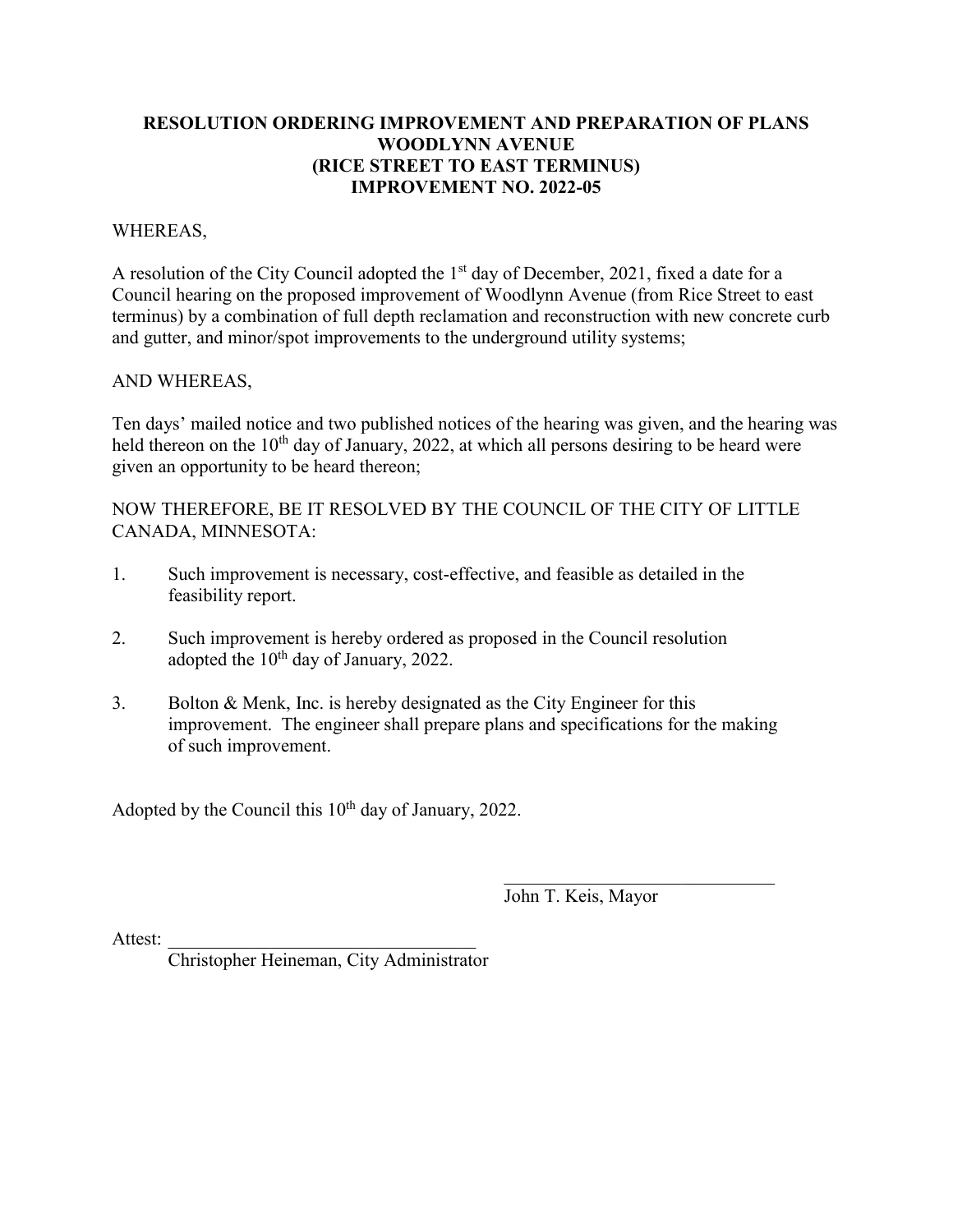**RESOLUTION ORDERING IMPROVEMENT AND PREPARATION OF PLANS
WOODLYNN AVENUE
(RICE STREET TO EAST TERMINUS)
IMPROVEMENT NO. 2022-05**

WHEREAS,

A resolution of the City Council adopted the 1st day of December, 2021, fixed a date for a Council hearing on the proposed improvement of Woodlynn Avenue (from Rice Street to east terminus) by a combination of full depth reclamation and reconstruction with new concrete curb and gutter, and minor/spot improvements to the underground utility systems;

AND WHEREAS,

Ten days' mailed notice and two published notices of the hearing was given, and the hearing was held thereon on the 10th day of January, 2022, at which all persons desiring to be heard were given an opportunity to be heard thereon;

NOW THEREFORE, BE IT RESOLVED BY THE COUNCIL OF THE CITY OF LITTLE CANADA, MINNESOTA:

1. Such improvement is necessary, cost-effective, and feasible as detailed in the feasibility report.

2. Such improvement is hereby ordered as proposed in the Council resolution adopted the 10th day of January, 2022.

3. Bolton & Menk, Inc. is hereby designated as the City Engineer for this improvement. The engineer shall prepare plans and specifications for the making of such improvement.

Adopted by the Council this 10th day of January, 2022.

\_\_\_\_\_\_\_\_\_\_\_\_\_\_\_\_\_\_\_\_\_\_\_\_\_\_\_\_\_\_
John T. Keis, Mayor

Attest: \_\_\_\_\_\_\_\_\_\_\_\_\_\_\_\_\_\_\_\_\_\_\_\_\_\_\_\_\_\_\_\_\_\_
Christopher Heineman, City Administrator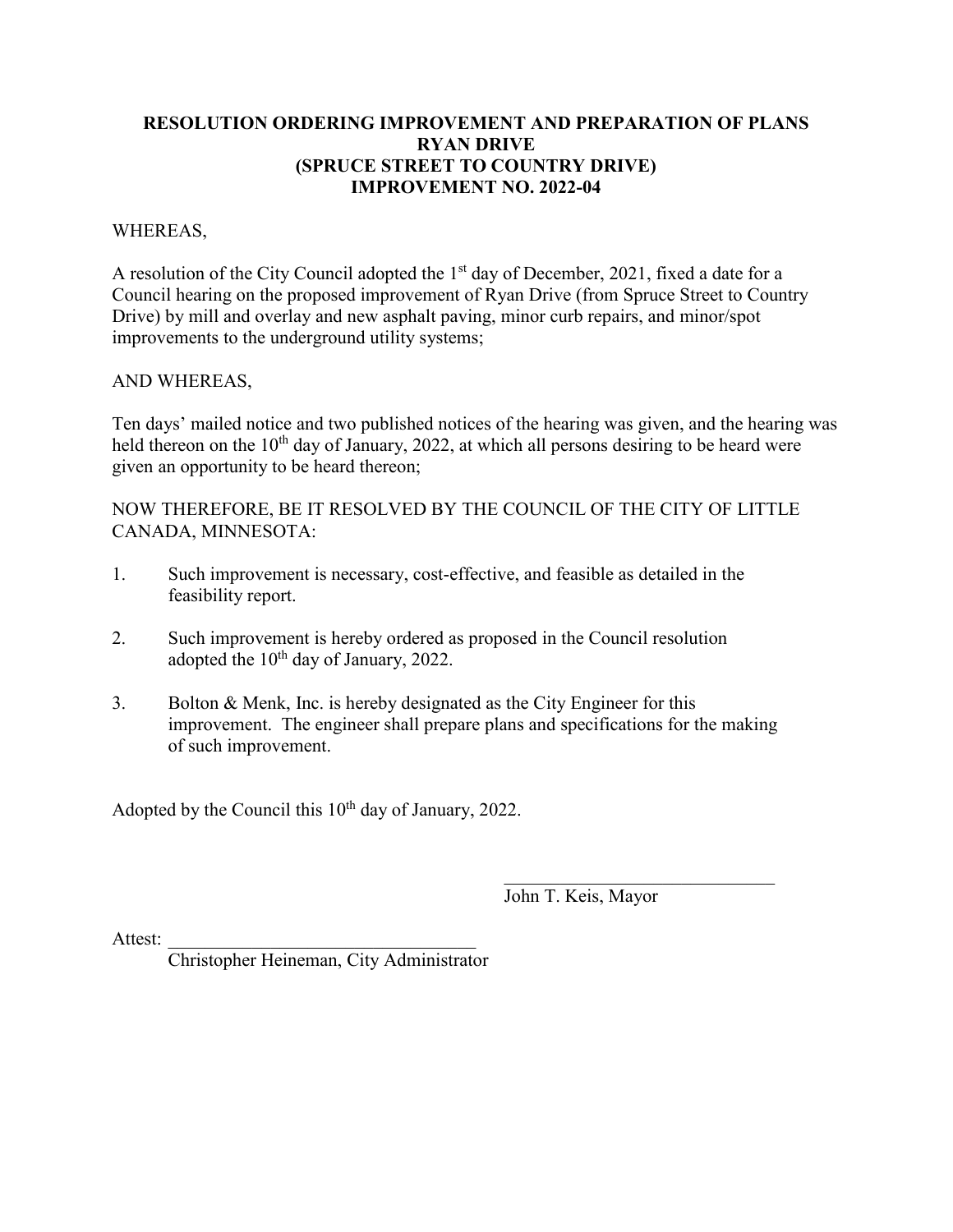**RESOLUTION ORDERING IMPROVEMENT AND PREPARATION OF PLANS**
**RYAN DRIVE**
**(SPRUCE STREET TO COUNTRY DRIVE)**
**IMPROVEMENT NO. 2022-04**

WHEREAS,

A resolution of the City Council adopted the 1st day of December, 2021, fixed a date for a Council hearing on the proposed improvement of Ryan Drive (from Spruce Street to Country Drive) by mill and overlay and new asphalt paving, minor curb repairs, and minor/spot improvements to the underground utility systems;

AND WHEREAS,

Ten days' mailed notice and two published notices of the hearing was given, and the hearing was held thereon on the 10th day of January, 2022, at which all persons desiring to be heard were given an opportunity to be heard thereon;

NOW THEREFORE, BE IT RESOLVED BY THE COUNCIL OF THE CITY OF LITTLE CANADA, MINNESOTA:

1. Such improvement is necessary, cost-effective, and feasible as detailed in the feasibility report.

2. Such improvement is hereby ordered as proposed in the Council resolution adopted the 10th day of January, 2022.

3. Bolton & Menk, Inc. is hereby designated as the City Engineer for this improvement. The engineer shall prepare plans and specifications for the making of such improvement.

Adopted by the Council this 10th day of January, 2022.

\_\_\_\_\_\_\_\_\_\_\_\_\_\_\_\_\_\_\_\_\_\_\_\_\_\_\_\_\_\_
John T. Keis, Mayor

Attest: \_\_\_\_\_\_\_\_\_\_\_\_\_\_\_\_\_\_\_\_\_\_\_\_\_\_\_\_\_\_\_\_\_\_
Christopher Heineman, City Administrator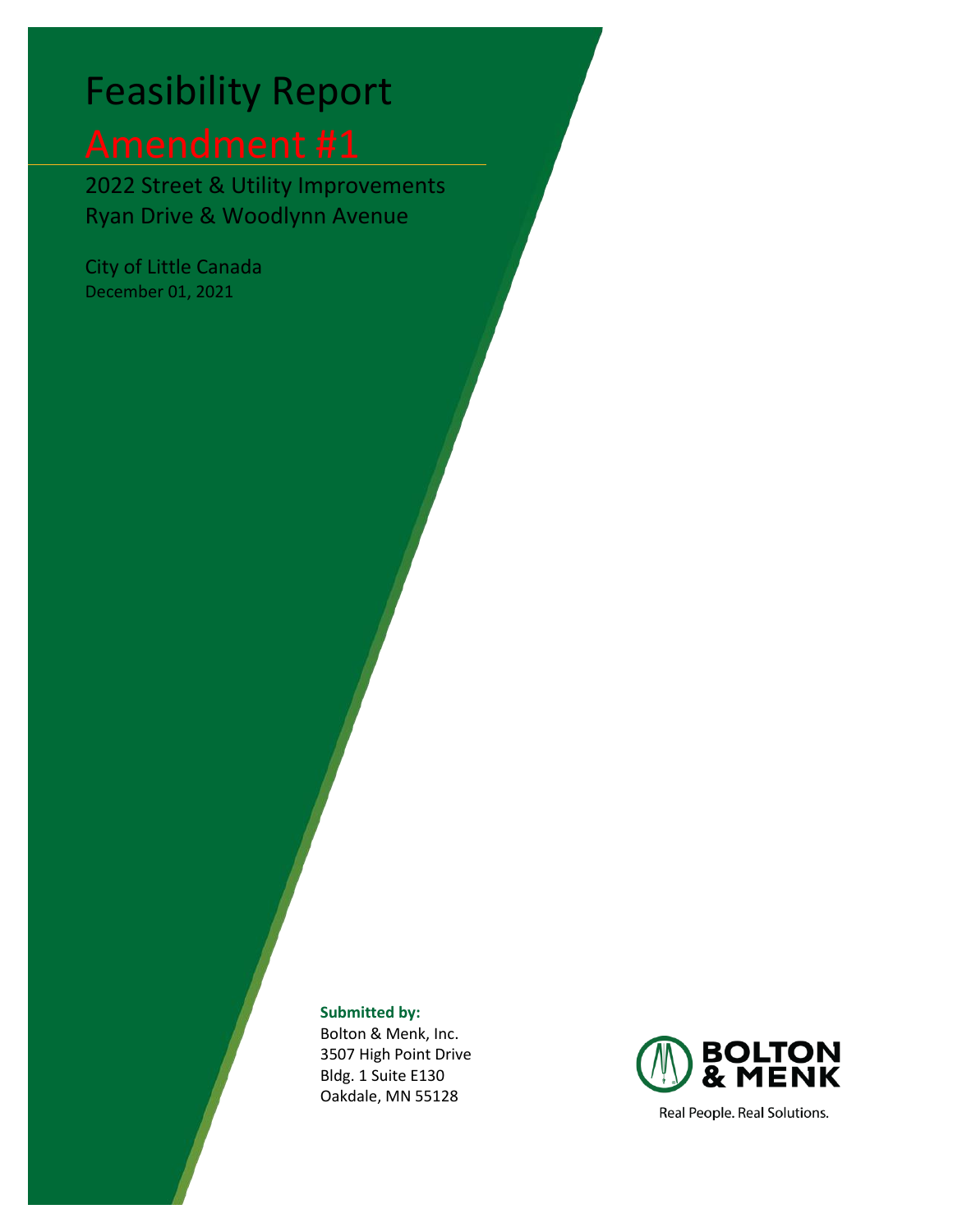# Feasibility Report

## Amendment #1

2022 Street & Utility Improvements
Ryan Drive & Woodlynn Avenue

City of Little Canada
December 01, 2021

**Submitted by:**
Bolton & Menk, Inc.
3507 High Point Drive
Bldg. 1 Suite E130
Oakdale, MN 55128

BOLTON & MENK

Real People. Real Solutions.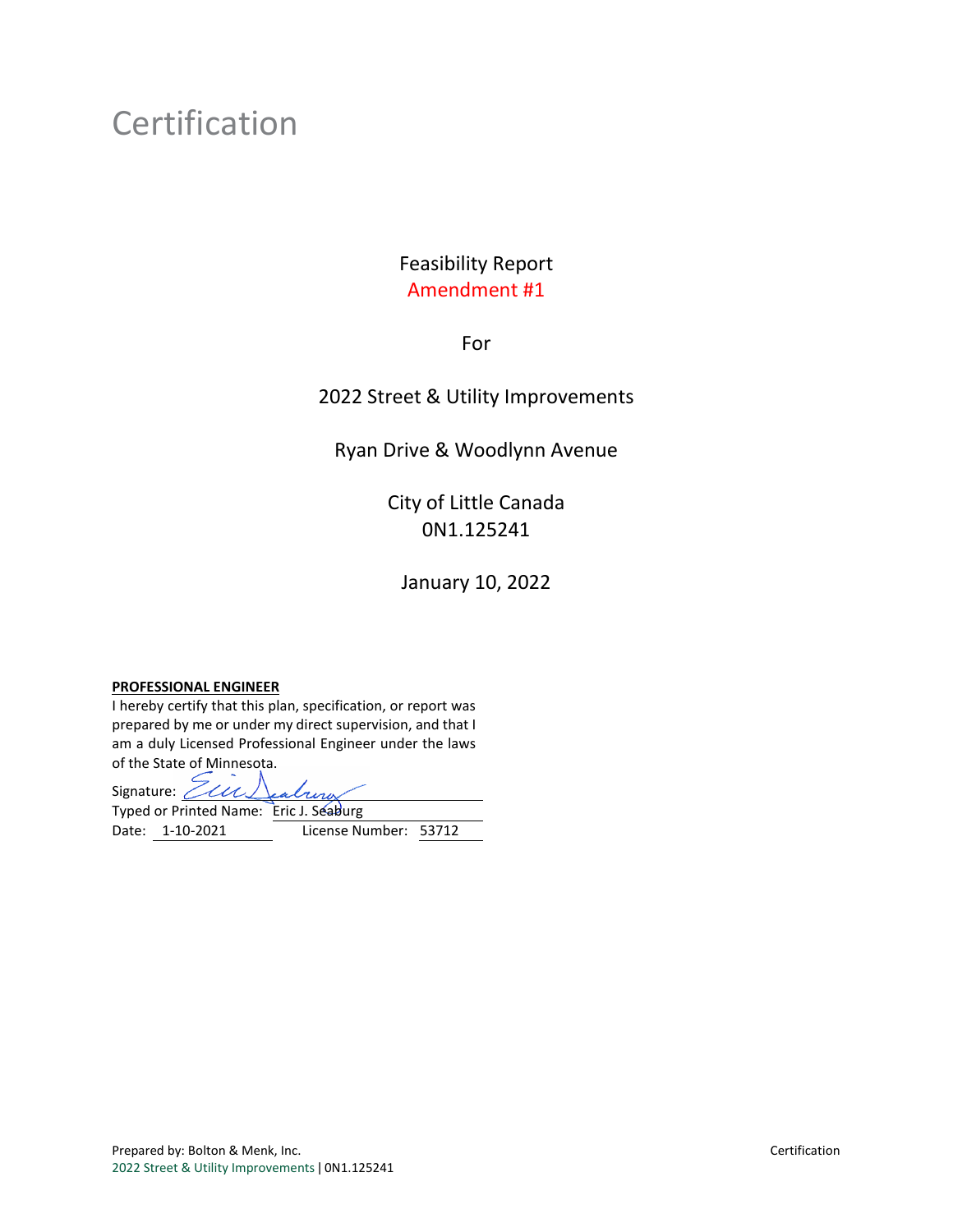# Certification

Feasibility Report

Amendment #1

For

2022 Street & Utility Improvements

Ryan Drive & Woodlynn Avenue

City of Little Canada

0N1.125241

January 10, 2022

**PROFESSIONAL ENGINEER**

I hereby certify that this plan, specification, or report was prepared by me or under my direct supervision, and that I am a duly Licensed Professional Engineer under the laws of the State of Minnesota.

Signature: ____________________

Typed or Printed Name: Eric J. Seaburg

Date: 1-10-2021 License Number: 53712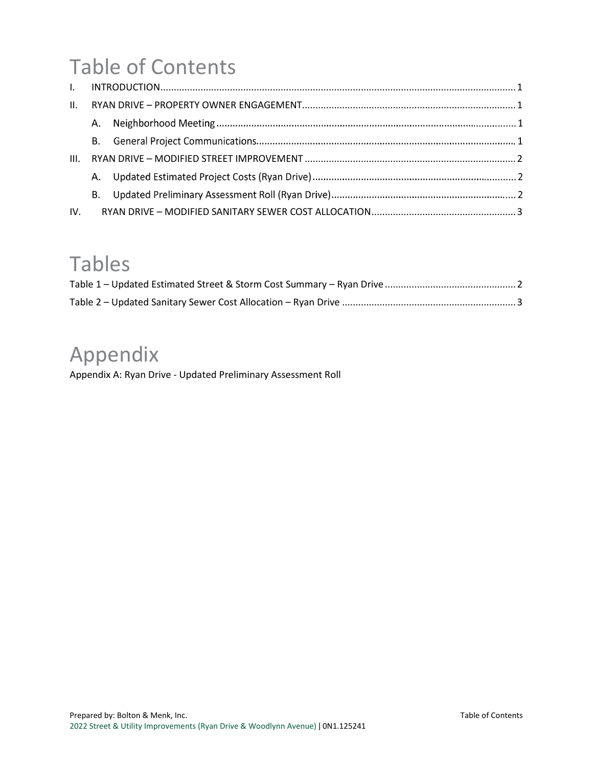# Table of Contents

I. INTRODUCTION .......... 1

II. RYAN DRIVE – PROPERTY OWNER ENGAGEMENT .......... 1

- A. Neighborhood Meeting .......... 1
- B. General Project Communications .......... 1

III. RYAN DRIVE – MODIFIED STREET IMPROVEMENT .......... 2

- A. Updated Estimated Project Costs (Ryan Drive) .......... 2
- B. Updated Preliminary Assessment Roll (Ryan Drive) .......... 2

IV. RYAN DRIVE – MODIFIED SANITARY SEWER COST ALLOCATION .......... 3

# Tables

Table 1 – Updated Estimated Street & Storm Cost Summary – Ryan Drive .......... 2

Table 2 – Updated Sanitary Sewer Cost Allocation – Ryan Drive .......... 3

# Appendix

Appendix A: Ryan Drive - Updated Preliminary Assessment Roll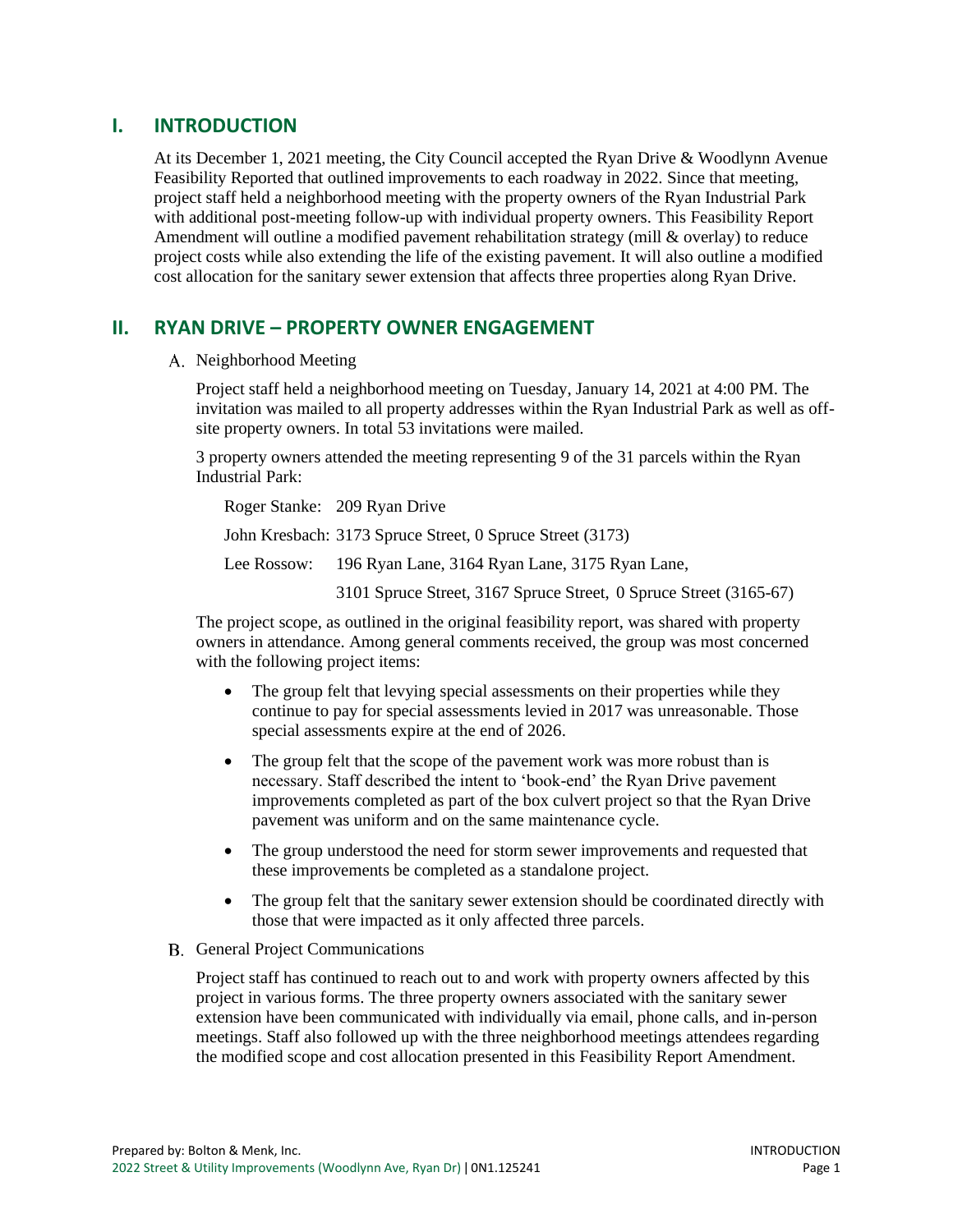## I. INTRODUCTION

At its December 1, 2021 meeting, the City Council accepted the Ryan Drive & Woodlynn Avenue Feasibility Reported that outlined improvements to each roadway in 2022. Since that meeting, project staff held a neighborhood meeting with the property owners of the Ryan Industrial Park with additional post-meeting follow-up with individual property owners. This Feasibility Report Amendment will outline a modified pavement rehabilitation strategy (mill & overlay) to reduce project costs while also extending the life of the existing pavement. It will also outline a modified cost allocation for the sanitary sewer extension that affects three properties along Ryan Drive.

## II. RYAN DRIVE – PROPERTY OWNER ENGAGEMENT

### A. Neighborhood Meeting

Project staff held a neighborhood meeting on Tuesday, January 14, 2021 at 4:00 PM. The invitation was mailed to all property addresses within the Ryan Industrial Park as well as off-site property owners. In total 53 invitations were mailed.

3 property owners attended the meeting representing 9 of the 31 parcels within the Ryan Industrial Park:

Roger Stanke: 209 Ryan Drive

John Kresbach: 3173 Spruce Street, 0 Spruce Street (3173)

Lee Rossow: 196 Ryan Lane, 3164 Ryan Lane, 3175 Ryan Lane,
3101 Spruce Street, 3167 Spruce Street, 0 Spruce Street (3165-67)

The project scope, as outlined in the original feasibility report, was shared with property owners in attendance. Among general comments received, the group was most concerned with the following project items:

- The group felt that levying special assessments on their properties while they continue to pay for special assessments levied in 2017 was unreasonable. Those special assessments expire at the end of 2026.
- The group felt that the scope of the pavement work was more robust than is necessary. Staff described the intent to 'book-end' the Ryan Drive pavement improvements completed as part of the box culvert project so that the Ryan Drive pavement was uniform and on the same maintenance cycle.
- The group understood the need for storm sewer improvements and requested that these improvements be completed as a standalone project.
- The group felt that the sanitary sewer extension should be coordinated directly with those that were impacted as it only affected three parcels.

### B. General Project Communications

Project staff has continued to reach out to and work with property owners affected by this project in various forms. The three property owners associated with the sanitary sewer extension have been communicated with individually via email, phone calls, and in-person meetings. Staff also followed up with the three neighborhood meetings attendees regarding the modified scope and cost allocation presented in this Feasibility Report Amendment.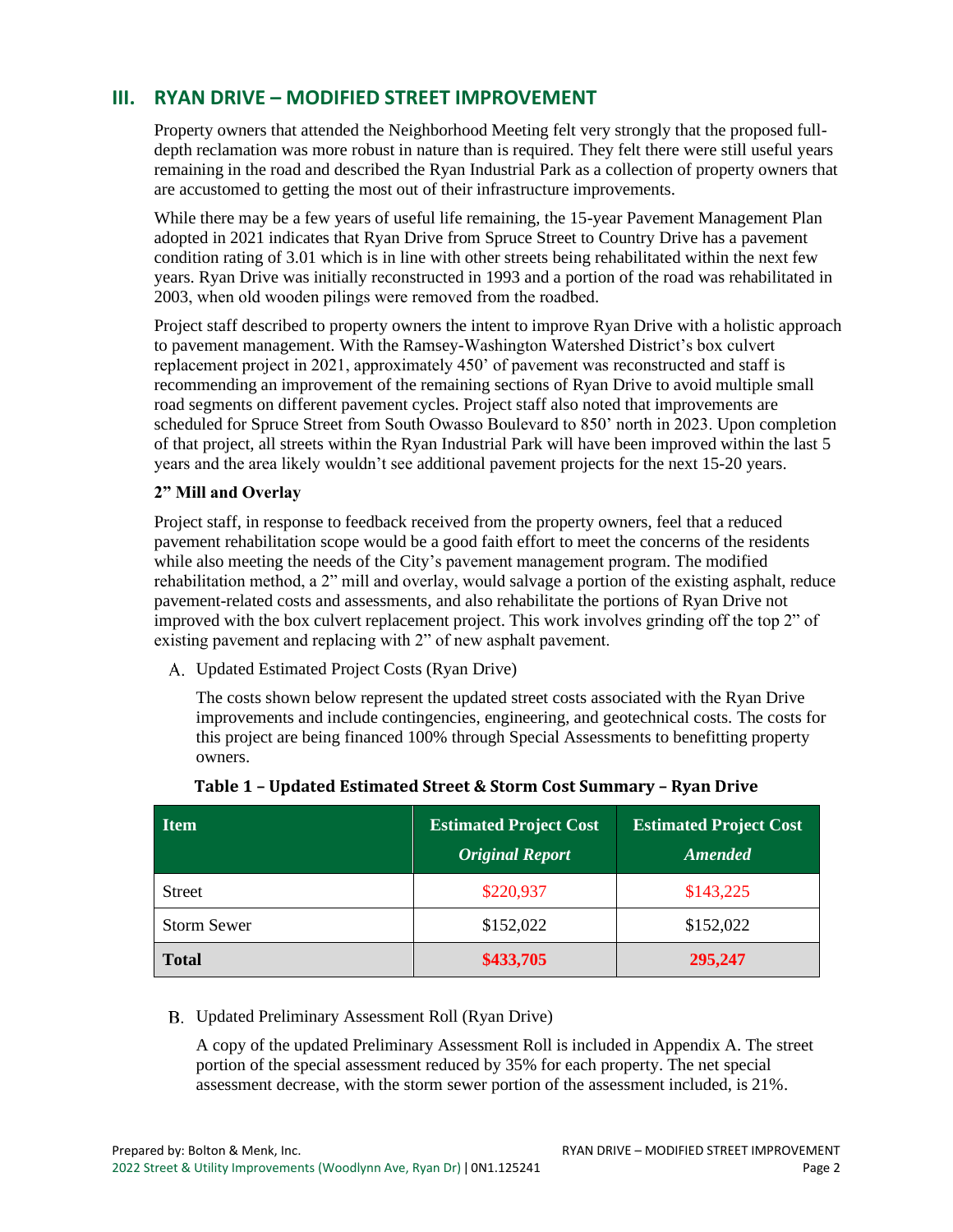## III. RYAN DRIVE – MODIFIED STREET IMPROVEMENT

Property owners that attended the Neighborhood Meeting felt very strongly that the proposed full-depth reclamation was more robust in nature than is required. They felt there were still useful years remaining in the road and described the Ryan Industrial Park as a collection of property owners that are accustomed to getting the most out of their infrastructure improvements.

While there may be a few years of useful life remaining, the 15-year Pavement Management Plan adopted in 2021 indicates that Ryan Drive from Spruce Street to Country Drive has a pavement condition rating of 3.01 which is in line with other streets being rehabilitated within the next few years. Ryan Drive was initially reconstructed in 1993 and a portion of the road was rehabilitated in 2003, when old wooden pilings were removed from the roadbed.

Project staff described to property owners the intent to improve Ryan Drive with a holistic approach to pavement management. With the Ramsey-Washington Watershed District's box culvert replacement project in 2021, approximately 450' of pavement was reconstructed and staff is recommending an improvement of the remaining sections of Ryan Drive to avoid multiple small road segments on different pavement cycles. Project staff also noted that improvements are scheduled for Spruce Street from South Owasso Boulevard to 850' north in 2023. Upon completion of that project, all streets within the Ryan Industrial Park will have been improved within the last 5 years and the area likely wouldn't see additional pavement projects for the next 15-20 years.

**2" Mill and Overlay**

Project staff, in response to feedback received from the property owners, feel that a reduced pavement rehabilitation scope would be a good faith effort to meet the concerns of the residents while also meeting the needs of the City's pavement management program. The modified rehabilitation method, a 2" mill and overlay, would salvage a portion of the existing asphalt, reduce pavement-related costs and assessments, and also rehabilitate the portions of Ryan Drive not improved with the box culvert replacement project. This work involves grinding off the top 2" of existing pavement and replacing with 2" of new asphalt pavement.

A. Updated Estimated Project Costs (Ryan Drive)

The costs shown below represent the updated street costs associated with the Ryan Drive improvements and include contingencies, engineering, and geotechnical costs. The costs for this project are being financed 100% through Special Assessments to benefitting property owners.

**Table 1 – Updated Estimated Street & Storm Cost Summary – Ryan Drive**

| Item | Estimated Project Cost *Original Report* | Estimated Project Cost *Amended* |
|---|---|---|
| Street | $220,937 | $143,225 |
| Storm Sewer | $152,022 | $152,022 |
| **Total** | **$433,705** | **295,247** |

B. Updated Preliminary Assessment Roll (Ryan Drive)

A copy of the updated Preliminary Assessment Roll is included in Appendix A. The street portion of the special assessment reduced by 35% for each property. The net special assessment decrease, with the storm sewer portion of the assessment included, is 21%.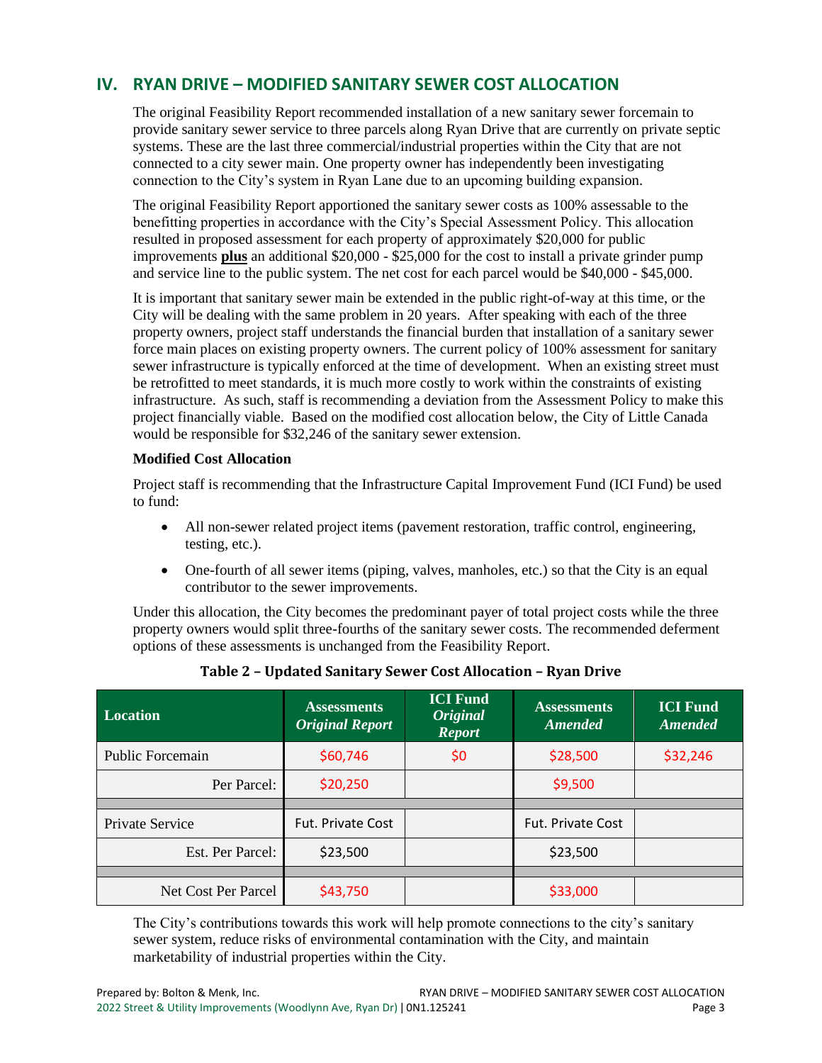## IV. RYAN DRIVE – MODIFIED SANITARY SEWER COST ALLOCATION

The original Feasibility Report recommended installation of a new sanitary sewer forcemain to provide sanitary sewer service to three parcels along Ryan Drive that are currently on private septic systems. These are the last three commercial/industrial properties within the City that are not connected to a city sewer main. One property owner has independently been investigating connection to the City's system in Ryan Lane due to an upcoming building expansion.

The original Feasibility Report apportioned the sanitary sewer costs as 100% assessable to the benefitting properties in accordance with the City's Special Assessment Policy. This allocation resulted in proposed assessment for each property of approximately $20,000 for public improvements **plus** an additional $20,000 - $25,000 for the cost to install a private grinder pump and service line to the public system. The net cost for each parcel would be $40,000 - $45,000.

It is important that sanitary sewer main be extended in the public right-of-way at this time, or the City will be dealing with the same problem in 20 years. After speaking with each of the three property owners, project staff understands the financial burden that installation of a sanitary sewer force main places on existing property owners. The current policy of 100% assessment for sanitary sewer infrastructure is typically enforced at the time of development. When an existing street must be retrofitted to meet standards, it is much more costly to work within the constraints of existing infrastructure. As such, staff is recommending a deviation from the Assessment Policy to make this project financially viable. Based on the modified cost allocation below, the City of Little Canada would be responsible for $32,246 of the sanitary sewer extension.

**Modified Cost Allocation**

Project staff is recommending that the Infrastructure Capital Improvement Fund (ICI Fund) be used to fund:

- All non-sewer related project items (pavement restoration, traffic control, engineering, testing, etc.).
- One-fourth of all sewer items (piping, valves, manholes, etc.) so that the City is an equal contributor to the sewer improvements.

Under this allocation, the City becomes the predominant payer of total project costs while the three property owners would split three-fourths of the sanitary sewer costs. The recommended deferment options of these assessments is unchanged from the Feasibility Report.

**Table 2 – Updated Sanitary Sewer Cost Allocation – Ryan Drive**

| Location | Assessments *Original Report* | ICI Fund *Original Report* | Assessments *Amended* | ICI Fund *Amended* |
|---|---|---|---|---|
| Public Forcemain | $60,746 | $0 | $28,500 | $32,246 |
| Per Parcel: | $20,250 | | $9,500 | |
| | | | | |
| Private Service | Fut. Private Cost | | Fut. Private Cost | |
| Est. Per Parcel: | $23,500 | | $23,500 | |
| | | | | |
| Net Cost Per Parcel | $43,750 | | $33,000 | |

The City's contributions towards this work will help promote connections to the city's sanitary sewer system, reduce risks of environmental contamination with the City, and maintain marketability of industrial properties within the City.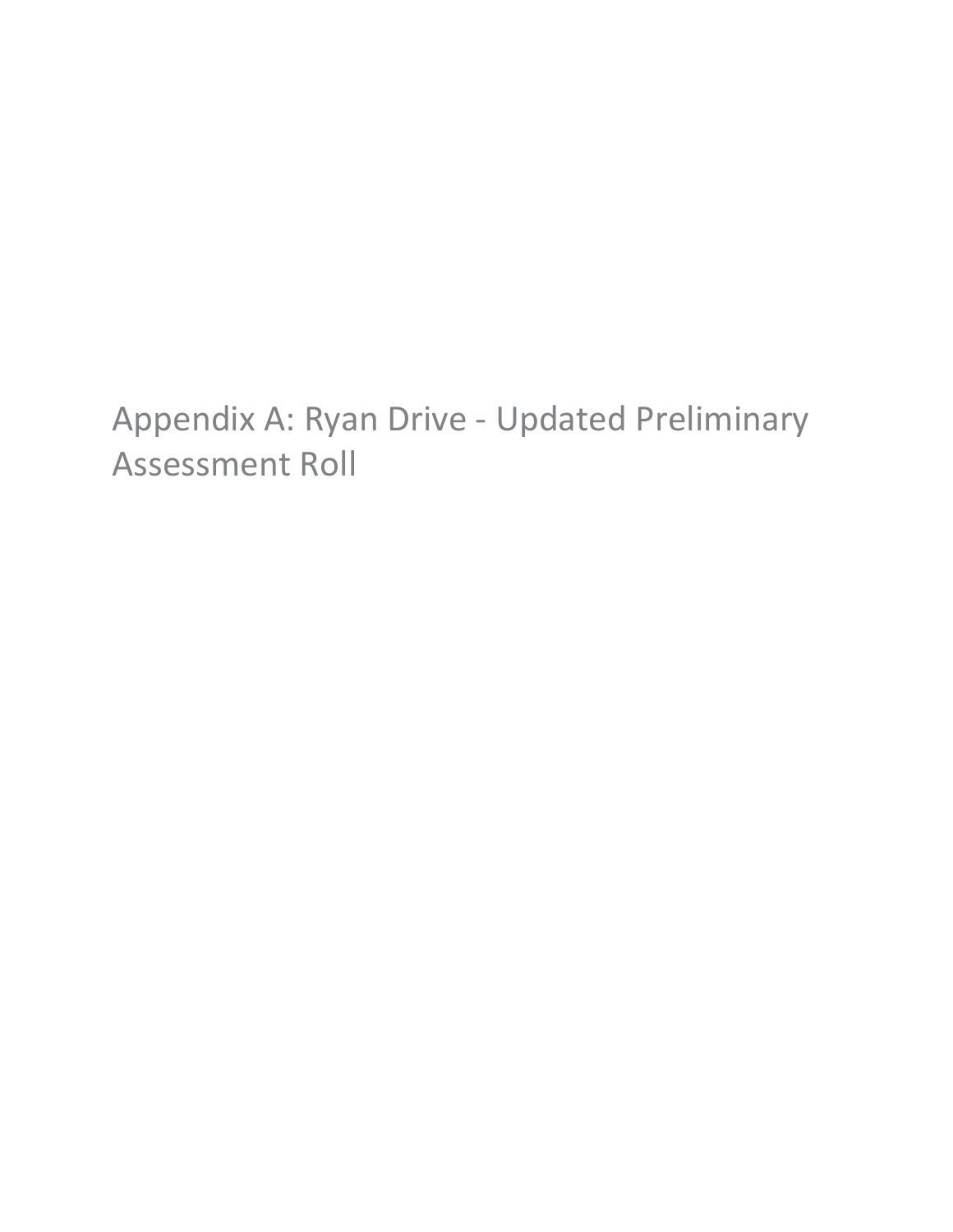# Appendix A: Ryan Drive - Updated Preliminary Assessment Roll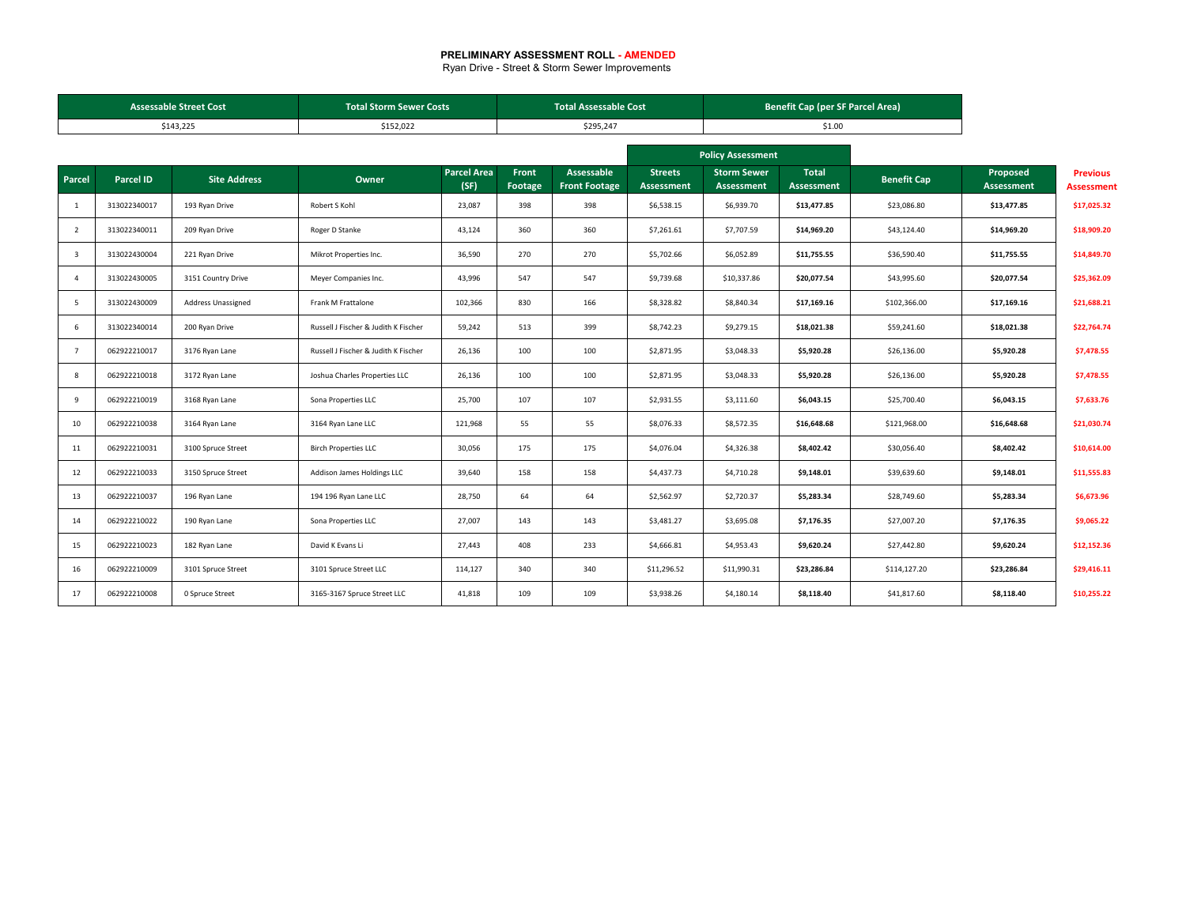**PRELIMINARY ASSESSMENT ROLL - AMENDED**

Ryan Drive - Street & Storm Sewer Improvements

| Assessable Street Cost | Total Storm Sewer Costs | Total Assessable Cost | Benefit Cap (per SF Parcel Area) |
|---|---|---|---|
| $143,225 | $152,022 | $295,247 | $1.00 |

| | | | | | | | Policy Assessment | | | | | |
|---|---|---|---|---|---|---|---|---|---|---|---|---|
| Parcel | Parcel ID | Site Address | Owner | Parcel Area (SF) | Front Footage | Assessable Front Footage | Streets Assessment | Storm Sewer Assessment | Total Assessment | Benefit Cap | Proposed Assessment | Previous Assessment |
| 1 | 313022340017 | 193 Ryan Drive | Robert S Kohl | 23,087 | 398 | 398 | $6,538.15 | $6,939.70 | **$13,477.85** | $23,086.80 | **$13,477.85** | **$17,025.32** |
| 2 | 313022340011 | 209 Ryan Drive | Roger D Stanke | 43,124 | 360 | 360 | $7,261.61 | $7,707.59 | **$14,969.20** | $43,124.40 | **$14,969.20** | **$18,909.20** |
| 3 | 313022430004 | 221 Ryan Drive | Mikrot Properties Inc. | 36,590 | 270 | 270 | $5,702.66 | $6,052.89 | **$11,755.55** | $36,590.40 | **$11,755.55** | **$14,849.70** |
| 4 | 313022430005 | 3151 Country Drive | Meyer Companies Inc. | 43,996 | 547 | 547 | $9,739.68 | $10,337.86 | **$20,077.54** | $43,995.60 | **$20,077.54** | **$25,362.09** |
| 5 | 313022430009 | Address Unassigned | Frank M Frattalone | 102,366 | 830 | 166 | $8,328.82 | $8,840.34 | **$17,169.16** | $102,366.00 | **$17,169.16** | **$21,688.21** |
| 6 | 313022340014 | 200 Ryan Drive | Russell J Fischer & Judith K Fischer | 59,242 | 513 | 399 | $8,742.23 | $9,279.15 | **$18,021.38** | $59,241.60 | **$18,021.38** | **$22,764.74** |
| 7 | 062922210017 | 3176 Ryan Lane | Russell J Fischer & Judith K Fischer | 26,136 | 100 | 100 | $2,871.95 | $3,048.33 | **$5,920.28** | $26,136.00 | **$5,920.28** | **$7,478.55** |
| 8 | 062922210018 | 3172 Ryan Lane | Joshua Charles Properties LLC | 26,136 | 100 | 100 | $2,871.95 | $3,048.33 | **$5,920.28** | $26,136.00 | **$5,920.28** | **$7,478.55** |
| 9 | 062922210019 | 3168 Ryan Lane | Sona Properties LLC | 25,700 | 107 | 107 | $2,931.55 | $3,111.60 | **$6,043.15** | $25,700.40 | **$6,043.15** | **$7,633.76** |
| 10 | 062922210038 | 3164 Ryan Lane | 3164 Ryan Lane LLC | 121,968 | 55 | 55 | $8,076.33 | $8,572.35 | **$16,648.68** | $121,968.00 | **$16,648.68** | **$21,030.74** |
| 11 | 062922210031 | 3100 Spruce Street | Birch Properties LLC | 30,056 | 175 | 175 | $4,076.04 | $4,326.38 | **$8,402.42** | $30,056.40 | **$8,402.42** | **$10,614.00** |
| 12 | 062922210033 | 3150 Spruce Street | Addison James Holdings LLC | 39,640 | 158 | 158 | $4,437.73 | $4,710.28 | **$9,148.01** | $39,639.60 | **$9,148.01** | **$11,555.83** |
| 13 | 062922210037 | 196 Ryan Lane | 194 196 Ryan Lane LLC | 28,750 | 64 | 64 | $2,562.97 | $2,720.37 | **$5,283.34** | $28,749.60 | **$5,283.34** | **$6,673.96** |
| 14 | 062922210022 | 190 Ryan Lane | Sona Properties LLC | 27,007 | 143 | 143 | $3,481.27 | $3,695.08 | **$7,176.35** | $27,007.20 | **$7,176.35** | **$9,065.22** |
| 15 | 062922210023 | 182 Ryan Lane | David K Evans Li | 27,443 | 408 | 233 | $4,666.81 | $4,953.43 | **$9,620.24** | $27,442.80 | **$9,620.24** | **$12,152.36** |
| 16 | 062922210009 | 3101 Spruce Street | 3101 Spruce Street LLC | 114,127 | 340 | 340 | $11,296.52 | $11,990.31 | **$23,286.84** | $114,127.20 | **$23,286.84** | **$29,416.11** |
| 17 | 062922210008 | 0 Spruce Street | 3165-3167 Spruce Street LLC | 41,818 | 109 | 109 | $3,938.26 | $4,180.14 | **$8,118.40** | $41,817.60 | **$8,118.40** | **$10,255.22** |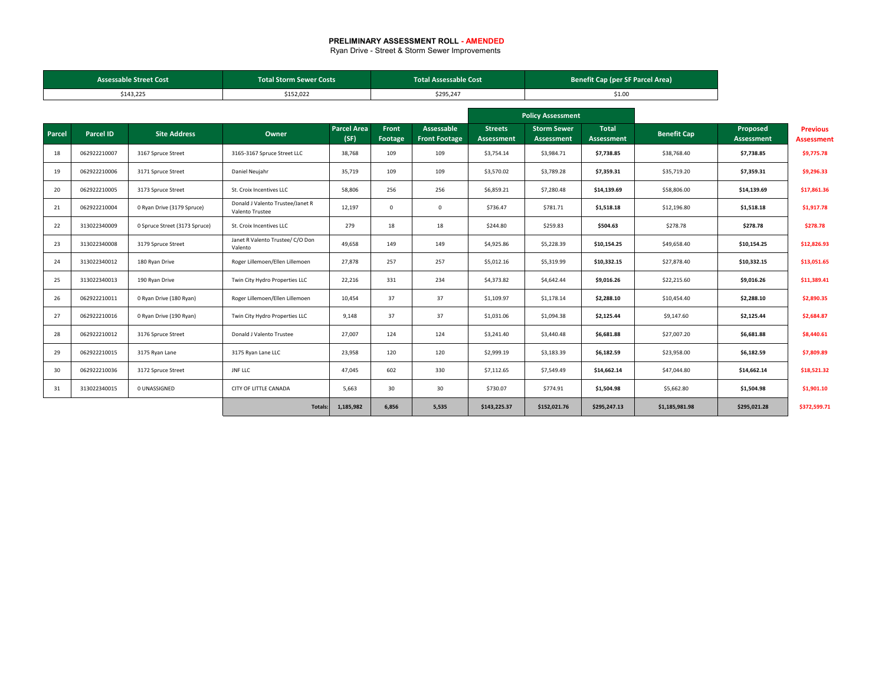**PRELIMINARY ASSESSMENT ROLL - AMENDED**

Ryan Drive - Street & Storm Sewer Improvements

| Assessable Street Cost | Total Storm Sewer Costs | Total Assessable Cost | Benefit Cap (per SF Parcel Area) |
|---|---|---|---|
| $143,225 | $152,022 | $295,247 | $1.00 |

| | | | | | | | Policy Assessment | | | | | |
|---|---|---|---|---|---|---|---|---|---|---|---|---|
| Parcel | Parcel ID | Site Address | Owner | Parcel Area (SF) | Front Footage | Assessable Front Footage | Streets Assessment | Storm Sewer Assessment | Total Assessment | Benefit Cap | Proposed Assessment | Previous Assessment |
| 18 | 062922210007 | 3167 Spruce Street | 3165-3167 Spruce Street LLC | 38,768 | 109 | 109 | $3,754.14 | $3,984.71 | **$7,738.85** | $38,768.40 | **$7,738.85** | **$9,775.78** |
| 19 | 062922210006 | 3171 Spruce Street | Daniel Neujahr | 35,719 | 109 | 109 | $3,570.02 | $3,789.28 | **$7,359.31** | $35,719.20 | **$7,359.31** | **$9,296.33** |
| 20 | 062922210005 | 3173 Spruce Street | St. Croix Incentives LLC | 58,806 | 256 | 256 | $6,859.21 | $7,280.48 | **$14,139.69** | $58,806.00 | **$14,139.69** | **$17,861.36** |
| 21 | 062922210004 | 0 Ryan Drive (3179 Spruce) | Donald J Valento Trustee/Janet R Valento Trustee | 12,197 | 0 | 0 | $736.47 | $781.71 | **$1,518.18** | $12,196.80 | **$1,518.18** | **$1,917.78** |
| 22 | 313022340009 | 0 Spruce Street (3173 Spruce) | St. Croix Incentives LLC | 279 | 18 | 18 | $244.80 | $259.83 | **$504.63** | $278.78 | **$278.78** | **$278.78** |
| 23 | 313022340008 | 3179 Spruce Street | Janet R Valento Trustee/ C/O Don Valento | 49,658 | 149 | 149 | $4,925.86 | $5,228.39 | **$10,154.25** | $49,658.40 | **$10,154.25** | **$12,826.93** |
| 24 | 313022340012 | 180 Ryan Drive | Roger Lillemoen/Ellen Lillemoen | 27,878 | 257 | 257 | $5,012.16 | $5,319.99 | **$10,332.15** | $27,878.40 | **$10,332.15** | **$13,051.65** |
| 25 | 313022340013 | 190 Ryan Drive | Twin City Hydro Properties LLC | 22,216 | 331 | 234 | $4,373.82 | $4,642.44 | **$9,016.26** | $22,215.60 | **$9,016.26** | **$11,389.41** |
| 26 | 062922210011 | 0 Ryan Drive (180 Ryan) | Roger Lillemoen/Ellen Lillemoen | 10,454 | 37 | 37 | $1,109.97 | $1,178.14 | **$2,288.10** | $10,454.40 | **$2,288.10** | **$2,890.35** |
| 27 | 062922210016 | 0 Ryan Drive (190 Ryan) | Twin City Hydro Properties LLC | 9,148 | 37 | 37 | $1,031.06 | $1,094.38 | **$2,125.44** | $9,147.60 | **$2,125.44** | **$2,684.87** |
| 28 | 062922210012 | 3176 Spruce Street | Donald J Valento Trustee | 27,007 | 124 | 124 | $3,241.40 | $3,440.48 | **$6,681.88** | $27,007.20 | **$6,681.88** | **$8,440.61** |
| 29 | 062922210015 | 3175 Ryan Lane | 3175 Ryan Lane LLC | 23,958 | 120 | 120 | $2,999.19 | $3,183.39 | **$6,182.59** | $23,958.00 | **$6,182.59** | **$7,809.89** |
| 30 | 062922210036 | 3172 Spruce Street | JNF LLC | 47,045 | 602 | 330 | $7,112.65 | $7,549.49 | **$14,662.14** | $47,044.80 | **$14,662.14** | **$18,521.32** |
| 31 | 313022340015 | 0 UNASSIGNED | CITY OF LITTLE CANADA | 5,663 | 30 | 30 | $730.07 | $774.91 | **$1,504.98** | $5,662.80 | **$1,504.98** | **$1,901.10** |
| | | | **Totals:** | **1,185,982** | **6,856** | **5,535** | **$143,225.37** | **$152,021.76** | **$295,247.13** | **$1,185,981.98** | **$295,021.28** | **$372,599.71** |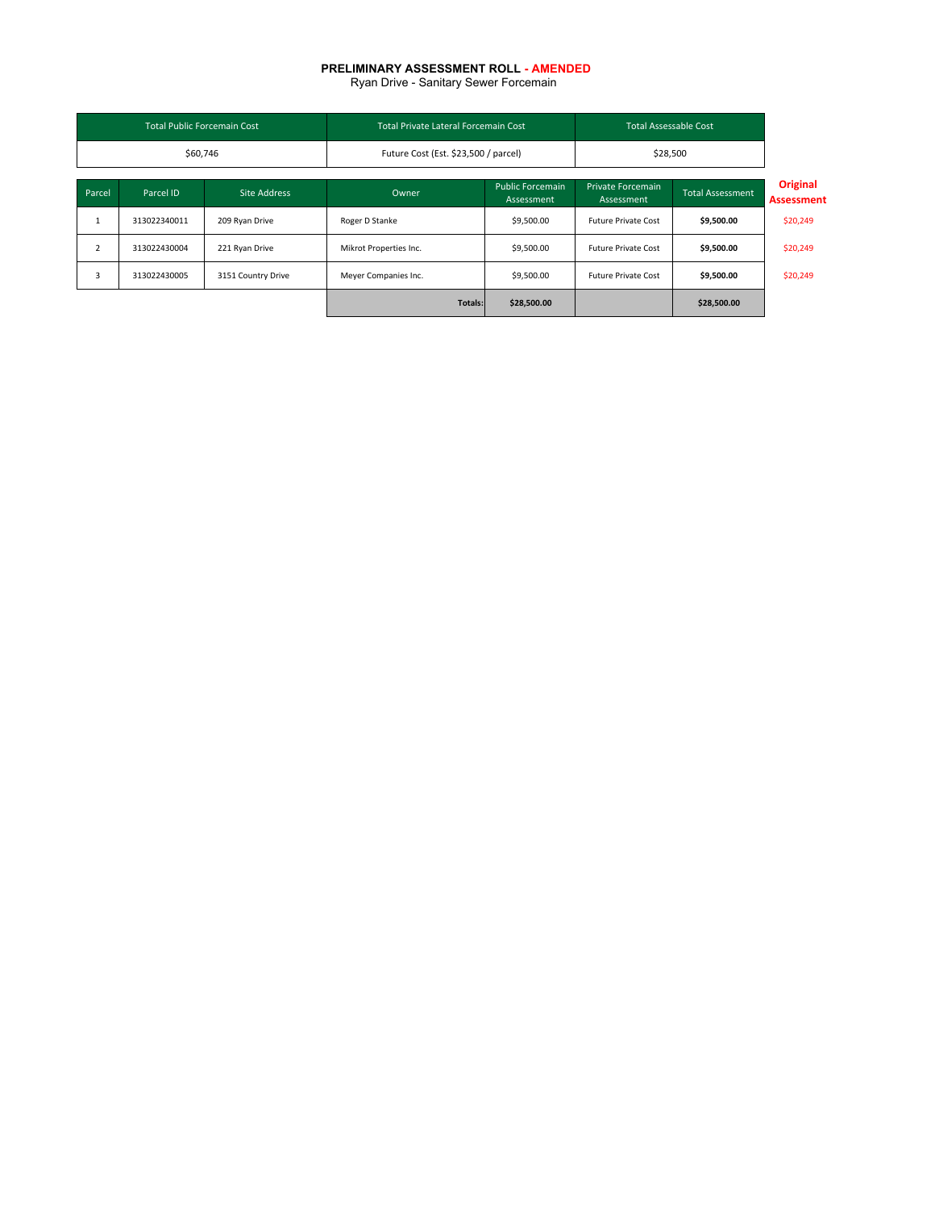**PRELIMINARY ASSESSMENT ROLL - AMENDED**

Ryan Drive - Sanitary Sewer Forcemain

| Total Public Forcemain Cost | Total Private Lateral Forcemain Cost | Total Assessable Cost |
|---|---|---|
| $60,746 | Future Cost (Est. $23,500 / parcel) | $28,500 |

| Parcel | Parcel ID | Site Address | Owner | Public Forcemain Assessment | Private Forcemain Assessment | Total Assessment | Original Assessment |
|---|---|---|---|---|---|---|---|
| 1 | 313022340011 | 209 Ryan Drive | Roger D Stanke | $9,500.00 | Future Private Cost | **$9,500.00** | $20,249 |
| 2 | 313022430004 | 221 Ryan Drive | Mikrot Properties Inc. | $9,500.00 | Future Private Cost | **$9,500.00** | $20,249 |
| 3 | 313022430005 | 3151 Country Drive | Meyer Companies Inc. | $9,500.00 | Future Private Cost | **$9,500.00** | $20,249 |
| | | | **Totals:** | **$28,500.00** | | **$28,500.00** | |